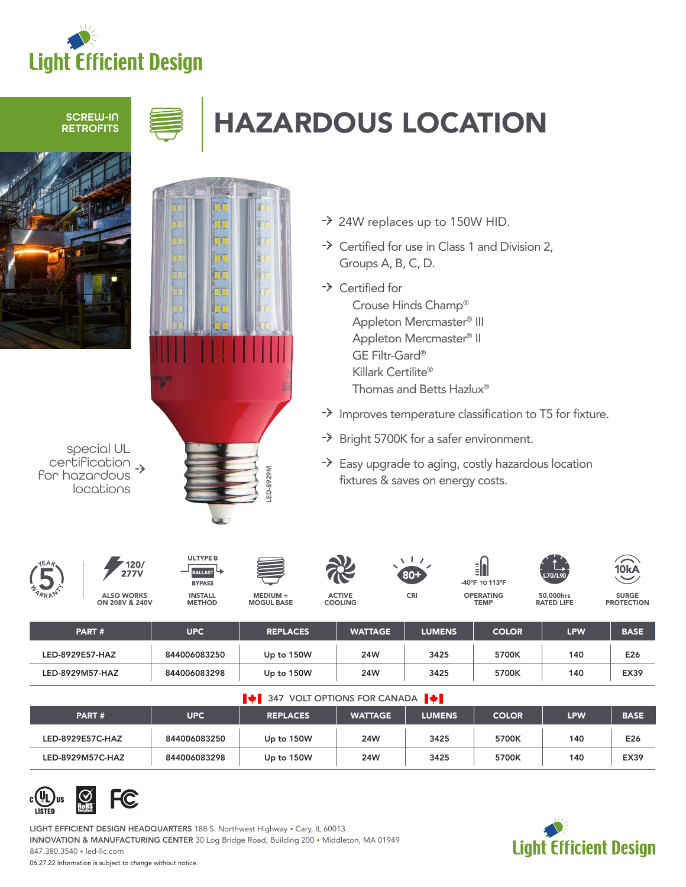# Light Efficient Design

SCREW-IN RETROFITS

# HAZARDOUS LOCATION

special UL certification for hazardous locations

LED-8929M

- 24W replaces up to 150W HID.
- Certified for use in Class 1 and Division 2, Groups A, B, C, D.
- Certified for
  - Crouse Hinds Champ®
  - Appleton Mercmaster® III
  - Appleton Mercmaster® II
  - GE Filtr-Gard®
  - Killark Certilite®
  - Thomas and Betts Hazlux®
- Improves temperature classification to T5 for fixture.
- Bright 5700K for a safer environment.
- Easy upgrade to aging, costly hazardous location fixtures & saves on energy costs.

5 YEAR WARRANTY | 120/277V ALSO WORKS ON 208V & 240V | ULTYPE B BALLAST BYPASS INSTALL METHOD | MEDIUM + MOGUL BASE | ACTIVE COOLING | 80+ CRI | -40°F TO 113°F OPERATING TEMP | L70/L90 50,000hrs RATED LIFE | 10kA SURGE PROTECTION

| PART # | UPC | REPLACES | WATTAGE | LUMENS | COLOR | LPW | BASE |
|---|---|---|---|---|---|---|---|
| LED-8929E57-HAZ | 844006083250 | Up to 150W | 24W | 3425 | 5700K | 140 | E26 |
| LED-8929M57-HAZ | 844006083298 | Up to 150W | 24W | 3425 | 5700K | 140 | EX39 |

**347 VOLT OPTIONS FOR CANADA**

| PART # | UPC | REPLACES | WATTAGE | LUMENS | COLOR | LPW | BASE |
|---|---|---|---|---|---|---|---|
| LED-8929E57C-HAZ | 844006083250 | Up to 150W | 24W | 3425 | 5700K | 140 | E26 |
| LED-8929M57C-HAZ | 844006083298 | Up to 150W | 24W | 3425 | 5700K | 140 | EX39 |

c UL us LISTED | RoHS Compliant | FC

**LIGHT EFFICIENT DESIGN HEADQUARTERS** 188 S. Northwest Highway • Cary, IL 60013
**INNOVATION & MANUFACTURING CENTER** 30 Log Bridge Road, Building 200 • Middleton, MA 01949
847.380.3540 • led-llc.com
06.27.22 Information is subject to change without notice.

Light Efficient Design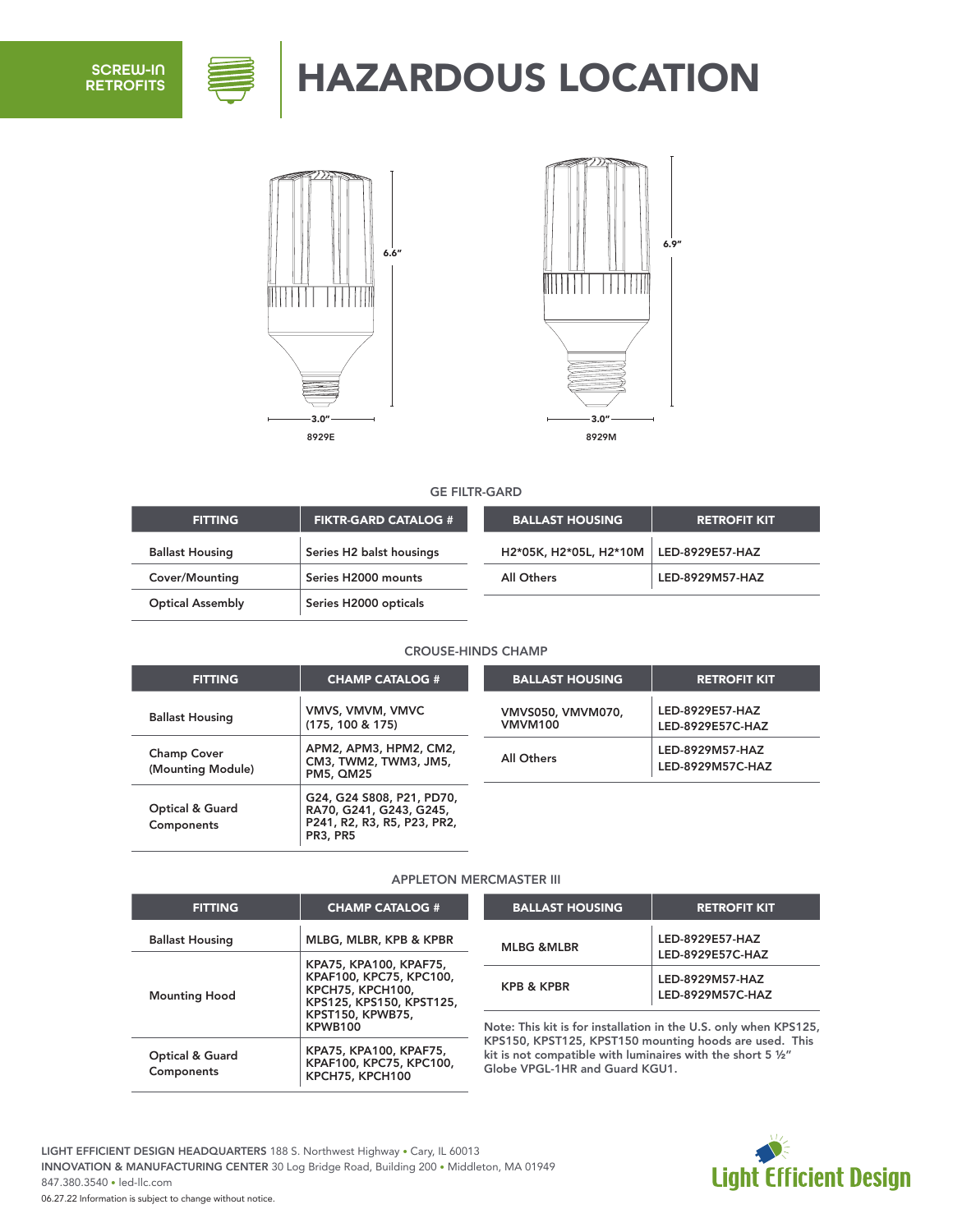SCREW-IN RETROFITS

# HAZARDOUS LOCATION

6.6"

3.0"

8929E

6.9"

3.0"

8929M

## GE FILTR-GARD

| FITTING | FIKTR-GARD CATALOG # |
|---|---|
| Ballast Housing | Series H2 balst housings |
| Cover/Mounting | Series H2000 mounts |
| Optical Assembly | Series H2000 opticals |

| BALLAST HOUSING | RETROFIT KIT |
|---|---|
| H2*05K, H2*05L, H2*10M | LED-8929E57-HAZ |
| All Others | LED-8929M57-HAZ |

## CROUSE-HINDS CHAMP

| FITTING | CHAMP CATALOG # |
|---|---|
| Ballast Housing | VMVS, VMVM, VMVC (175, 100 & 175) |
| Champ Cover (Mounting Module) | APM2, APM3, HPM2, CM2, CM3, TWM2, TWM3, JM5, PM5, QM25 |
| Optical & Guard Components | G24, G24 S808, P21, PD70, RA70, G241, G243, G245, P241, R2, R3, R5, P23, PR2, PR3, PR5 |

| BALLAST HOUSING | RETROFIT KIT |
|---|---|
| VMVS050, VMVM070, VMVM100 | LED-8929E57-HAZ<br>LED-8929E57C-HAZ |
| All Others | LED-8929M57-HAZ<br>LED-8929M57C-HAZ |

## APPLETON MERCMASTER III

| FITTING | CHAMP CATALOG # |
|---|---|
| Ballast Housing | MLBG, MLBR, KPB & KPBR |
| Mounting Hood | KPA75, KPA100, KPAF75, KPAF100, KPC75, KPC100, KPCH75, KPCH100, KPS125, KPS150, KPST125, KPST150, KPWB75, KPWB100 |
| Optical & Guard Components | KPA75, KPA100, KPAF75, KPAF100, KPC75, KPC100, KPCH75, KPCH100 |

| BALLAST HOUSING | RETROFIT KIT |
|---|---|
| MLBG &MLBR | LED-8929E57-HAZ<br>LED-8929E57C-HAZ |
| KPB & KPBR | LED-8929M57-HAZ<br>LED-8929M57C-HAZ |

Note: This kit is for installation in the U.S. only when KPS125, KPS150, KPST125, KPST150 mounting hoods are used. This kit is not compatible with luminaires with the short 5 ½" Globe VPGL-1HR and Guard KGU1.

**LIGHT EFFICIENT DESIGN HEADQUARTERS** 188 S. Northwest Highway • Cary, IL 60013
**INNOVATION & MANUFACTURING CENTER** 30 Log Bridge Road, Building 200 • Middleton, MA 01949
847.380.3540 • led-llc.com
06.27.22 Information is subject to change without notice.

Light Efficient Design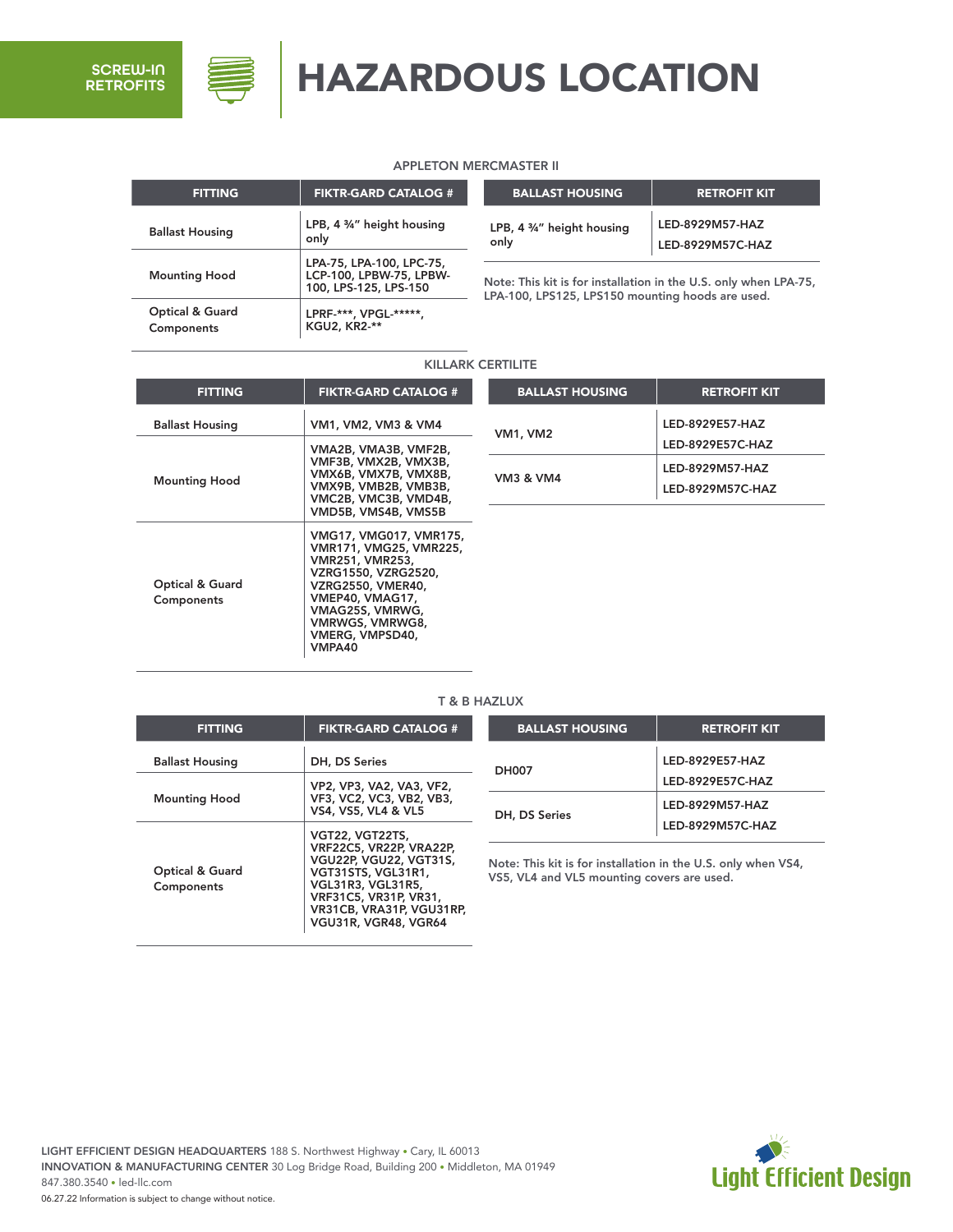SCREW-IN RETROFITS

# HAZARDOUS LOCATION

## APPLETON MERCMASTER II

| FITTING | FIKTR-GARD CATALOG # |
|---|---|
| Ballast Housing | LPB, 4 ¾" height housing only |
| Mounting Hood | LPA-75, LPA-100, LPC-75, LCP-100, LPBW-75, LPBW-100, LPS-125, LPS-150 |
| Optical & Guard Components | LPRF-***, VPGL-*****, KGU2, KR2-** |

| BALLAST HOUSING | RETROFIT KIT |
|---|---|
| LPB, 4 ¾" height housing only | LED-8929M57-HAZ<br>LED-8929M57C-HAZ |

Note: This kit is for installation in the U.S. only when LPA-75, LPA-100, LPS125, LPS150 mounting hoods are used.

## KILLARK CERTILITE

| FITTING | FIKTR-GARD CATALOG # |
|---|---|
| Ballast Housing | VM1, VM2, VM3 & VM4 |
| Mounting Hood | VMA2B, VMA3B, VMF2B, VMF3B, VMX2B, VMX3B, VMX6B, VMX7B, VMX8B, VMX9B, VMB2B, VMB3B, VMC2B, VMC3B, VMD4B, VMD5B, VMS4B, VMS5B |
| Optical & Guard Components | VMG17, VMG017, VMR175, VMR171, VMG25, VMR225, VMR251, VMR253, VZRG1550, VZRG2520, VZRG2550, VMER40, VMEP40, VMAG17, VMAG25S, VMRWG, VMRWGS, VMRWG8, VMERG, VMPSD40, VMPA40 |

| BALLAST HOUSING | RETROFIT KIT |
|---|---|
| VM1, VM2 | LED-8929E57-HAZ<br>LED-8929E57C-HAZ |
| VM3 & VM4 | LED-8929M57-HAZ<br>LED-8929M57C-HAZ |

## T & B HAZLUX

| FITTING | FIKTR-GARD CATALOG # |
|---|---|
| Ballast Housing | DH, DS Series |
| Mounting Hood | VP2, VP3, VA2, VA3, VF2, VF3, VC2, VC3, VB2, VB3, VS4, VS5, VL4 & VL5 |
| Optical & Guard Components | VGT22, VGT22TS, VRF22C5, VR22P, VRA22P, VGU22P, VGU22, VGT31S, VGT31STS, VGL31R1, VGL31R3, VGL31R5, VRF31C5, VR31P, VR31, VR31CB, VRA31P, VGU31RP, VGU31R, VGR48, VGR64 |

| BALLAST HOUSING | RETROFIT KIT |
|---|---|
| DH007 | LED-8929E57-HAZ<br>LED-8929E57C-HAZ |
| DH, DS Series | LED-8929M57-HAZ<br>LED-8929M57C-HAZ |

Note: This kit is for installation in the U.S. only when VS4, VS5, VL4 and VL5 mounting covers are used.

**LIGHT EFFICIENT DESIGN HEADQUARTERS** 188 S. Northwest Highway • Cary, IL 60013
**INNOVATION & MANUFACTURING CENTER** 30 Log Bridge Road, Building 200 • Middleton, MA 01949
847.380.3540 • led-llc.com
06.27.22 Information is subject to change without notice.

Light Efficient Design